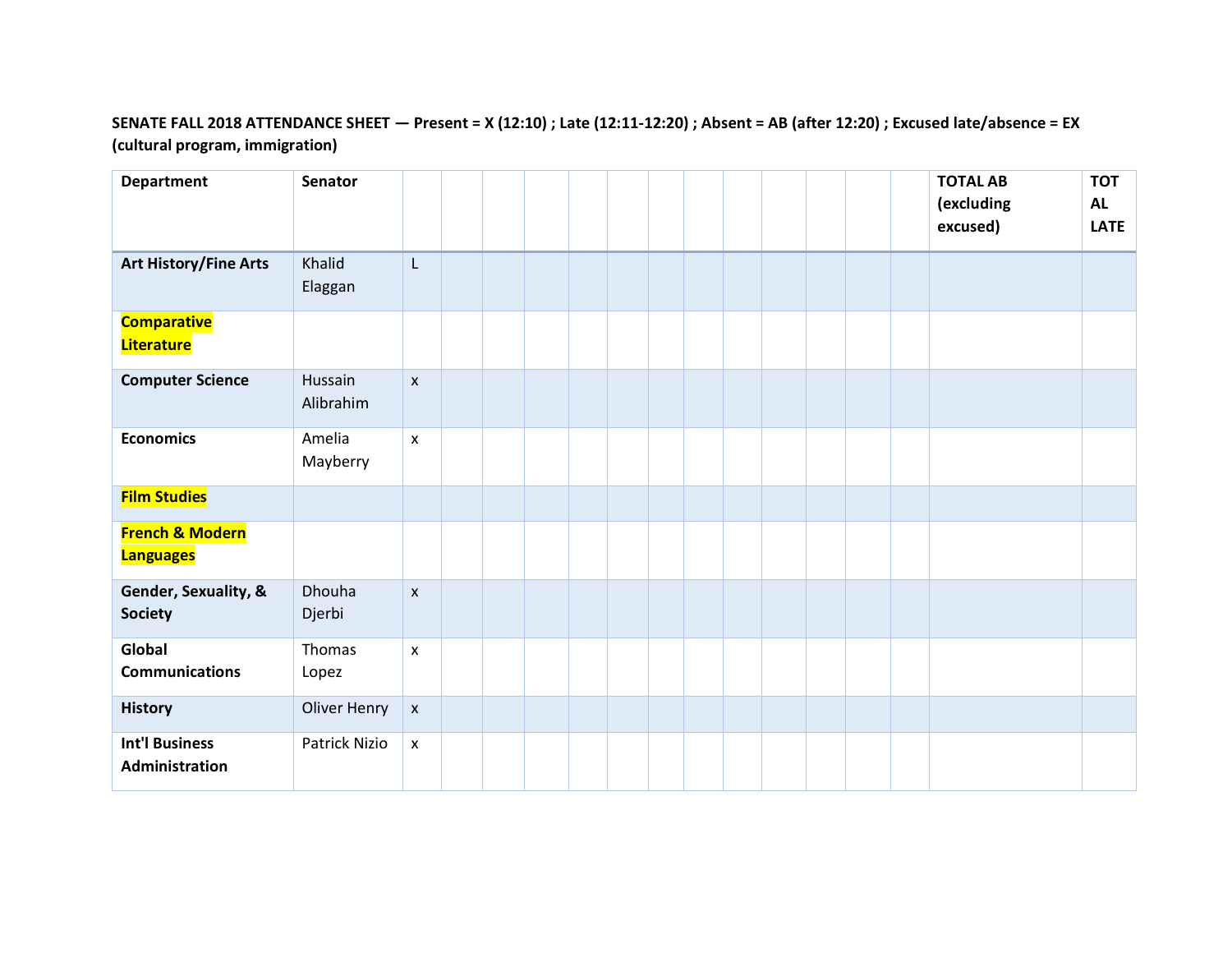**SENATE FALL 2018 ATTENDANCE SHEET — Present = X (12:10) ; Late (12:11-12:20) ; Absent = AB (after 12:20) ; Excused late/absence = EX (cultural program, immigration)**

| Department | Senator | | | | | | | | | | | | | TOTAL AB (excluding excused) | TOTAL LATE |
|---|---|---|---|---|---|---|---|---|---|---|---|---|---|---|---|
| **Art History/Fine Arts** | Khalid Elaggan | L | | | | | | | | | | | | | |
| **Comparative Literature** | | | | | | | | | | | | | | | |
| **Computer Science** | Hussain Alibrahim | x | | | | | | | | | | | | | |
| **Economics** | Amelia Mayberry | x | | | | | | | | | | | | | |
| **Film Studies** | | | | | | | | | | | | | | | |
| **French & Modern Languages** | | | | | | | | | | | | | | | |
| **Gender, Sexuality, & Society** | Dhouha Djerbi | x | | | | | | | | | | | | | |
| **Global Communications** | Thomas Lopez | x | | | | | | | | | | | | | |
| **History** | Oliver Henry | x | | | | | | | | | | | | | |
| **Int'l Business Administration** | Patrick Nizio | x | | | | | | | | | | | | | |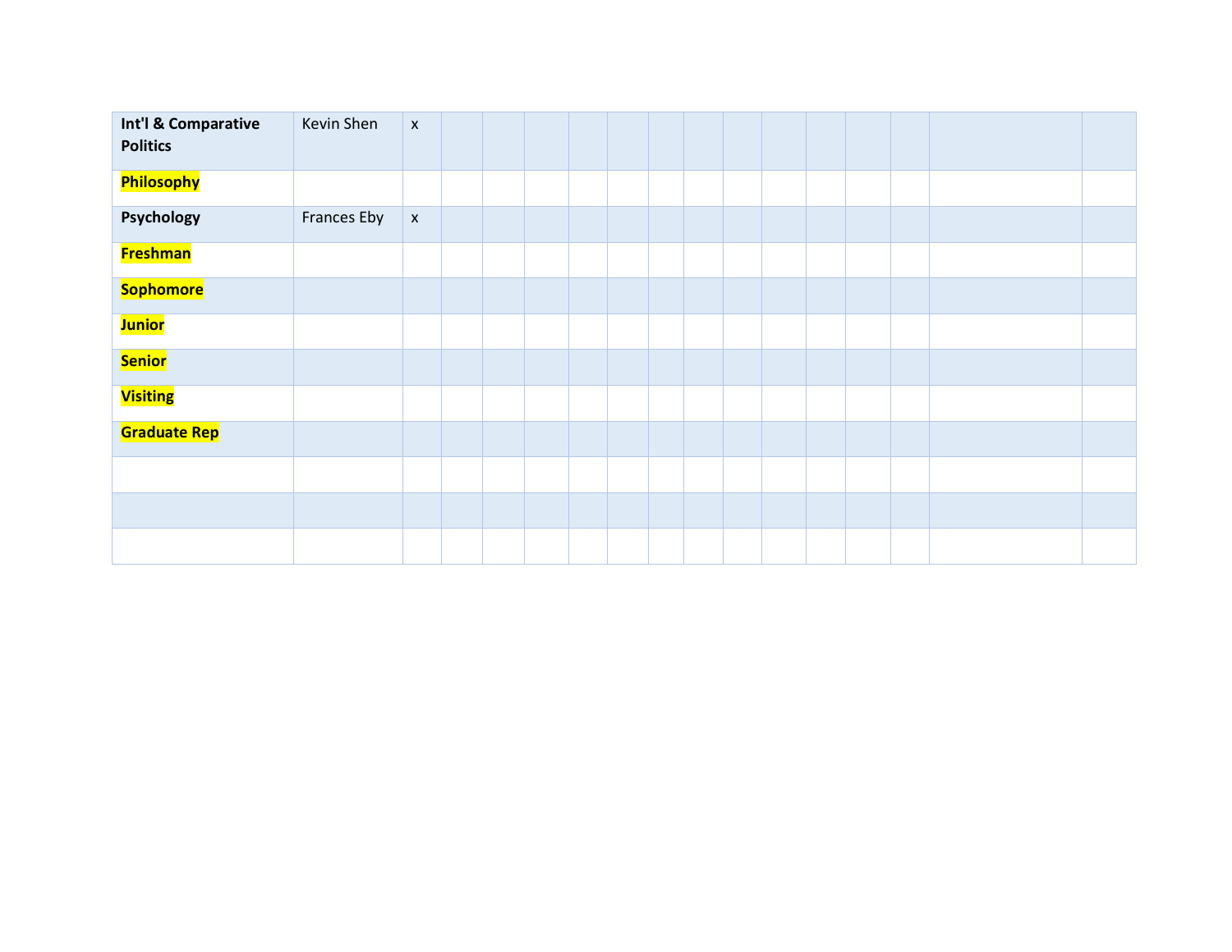| | | | | | | | | | | | | | | | | |
|---|---|---|---|---|---|---|---|---|---|---|---|---|---|---|---|---|
| **Int'l & Comparative Politics** | Kevin Shen | x | | | | | | | | | | | | | | |
| **Philosophy** | | | | | | | | | | | | | | | | |
| **Psychology** | Frances Eby | x | | | | | | | | | | | | | | |
| **Freshman** | | | | | | | | | | | | | | | | |
| **Sophomore** | | | | | | | | | | | | | | | | |
| **Junior** | | | | | | | | | | | | | | | | |
| **Senior** | | | | | | | | | | | | | | | | |
| **Visiting** | | | | | | | | | | | | | | | | |
| **Graduate Rep** | | | | | | | | | | | | | | | | |
| | | | | | | | | | | | | | | | | |
| | | | | | | | | | | | | | | | | |
| | | | | | | | | | | | | | | | | |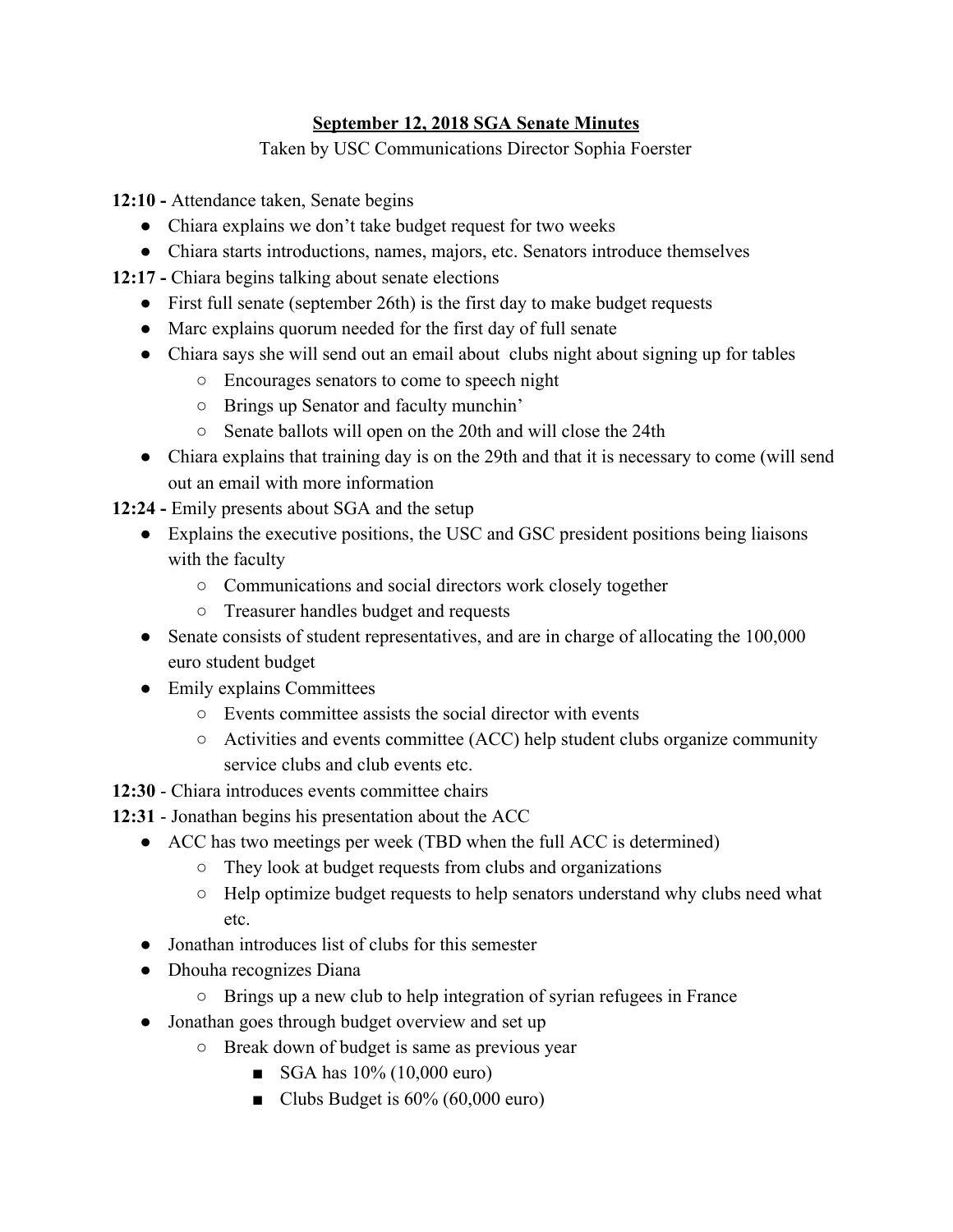**September 12, 2018 SGA Senate Minutes**

Taken by USC Communications Director Sophia Foerster

**12:10 -** Attendance taken, Senate begins

- Chiara explains we don't take budget request for two weeks
- Chiara starts introductions, names, majors, etc. Senators introduce themselves

**12:17 -** Chiara begins talking about senate elections

- First full senate (september 26th) is the first day to make budget requests
- Marc explains quorum needed for the first day of full senate
- Chiara says she will send out an email about clubs night about signing up for tables
  - Encourages senators to come to speech night
  - Brings up Senator and faculty munchin'
  - Senate ballots will open on the 20th and will close the 24th
- Chiara explains that training day is on the 29th and that it is necessary to come (will send out an email with more information

**12:24 -** Emily presents about SGA and the setup

- Explains the executive positions, the USC and GSC president positions being liaisons with the faculty
  - Communications and social directors work closely together
  - Treasurer handles budget and requests
- Senate consists of student representatives, and are in charge of allocating the 100,000 euro student budget
- Emily explains Committees
  - Events committee assists the social director with events
  - Activities and events committee (ACC) help student clubs organize community service clubs and club events etc.

**12:30** - Chiara introduces events committee chairs

**12:31** - Jonathan begins his presentation about the ACC

- ACC has two meetings per week (TBD when the full ACC is determined)
  - They look at budget requests from clubs and organizations
  - Help optimize budget requests to help senators understand why clubs need what etc.
- Jonathan introduces list of clubs for this semester
- Dhouha recognizes Diana
  - Brings up a new club to help integration of syrian refugees in France
- Jonathan goes through budget overview and set up
  - Break down of budget is same as previous year
    - SGA has 10% (10,000 euro)
    - Clubs Budget is 60% (60,000 euro)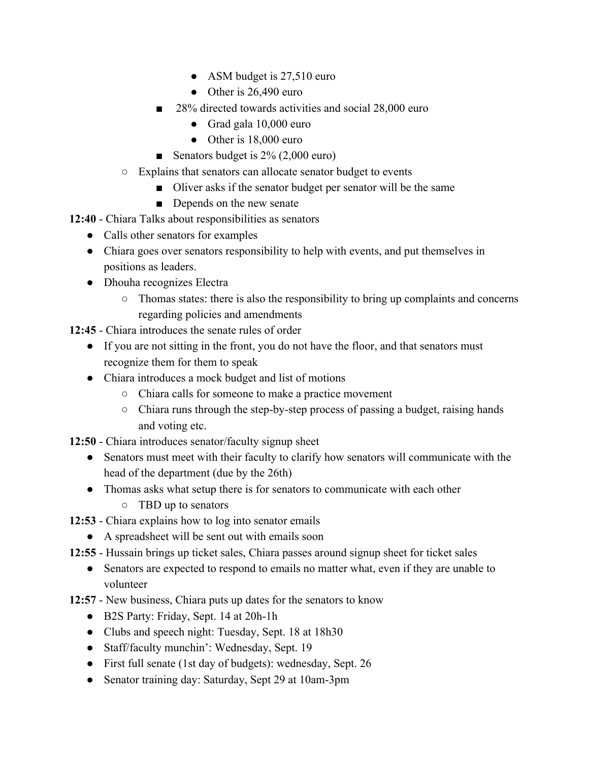- ASM budget is 27,510 euro
            - Other is 26,490 euro
        - 28% directed towards activities and social 28,000 euro
            - Grad gala 10,000 euro
            - Other is 18,000 euro
        - Senators budget is 2% (2,000 euro)
    - Explains that senators can allocate senator budget to events
        - Oliver asks if the senator budget per senator will be the same
        - Depends on the new senate

**12:40** - Chiara Talks about responsibilities as senators

- Calls other senators for examples
- Chiara goes over senators responsibility to help with events, and put themselves in positions as leaders.
- Dhouha recognizes Electra
    - Thomas states: there is also the responsibility to bring up complaints and concerns regarding policies and amendments

**12:45** - Chiara introduces the senate rules of order

- If you are not sitting in the front, you do not have the floor, and that senators must recognize them for them to speak
- Chiara introduces a mock budget and list of motions
    - Chiara calls for someone to make a practice movement
    - Chiara runs through the step-by-step process of passing a budget, raising hands and voting etc.

**12:50** - Chiara introduces senator/faculty signup sheet

- Senators must meet with their faculty to clarify how senators will communicate with the head of the department (due by the 26th)
- Thomas asks what setup there is for senators to communicate with each other
    - TBD up to senators

**12:53** - Chiara explains how to log into senator emails

- A spreadsheet will be sent out with emails soon

**12:55** - Hussain brings up ticket sales, Chiara passes around signup sheet for ticket sales

- Senators are expected to respond to emails no matter what, even if they are unable to volunteer

**12:57** - New business, Chiara puts up dates for the senators to know

- B2S Party: Friday, Sept. 14 at 20h-1h
- Clubs and speech night: Tuesday, Sept. 18 at 18h30
- Staff/faculty munchin': Wednesday, Sept. 19
- First full senate (1st day of budgets): wednesday, Sept. 26
- Senator training day: Saturday, Sept 29 at 10am-3pm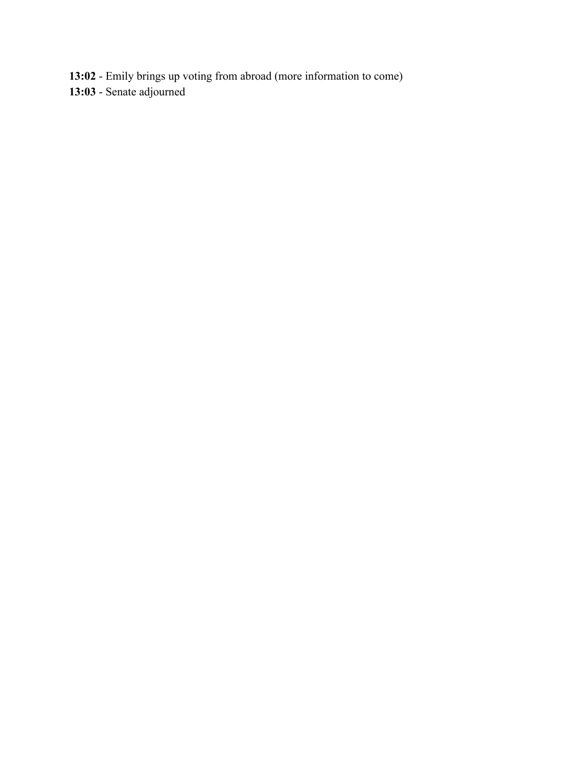**13:02** - Emily brings up voting from abroad (more information to come)
**13:03** - Senate adjourned